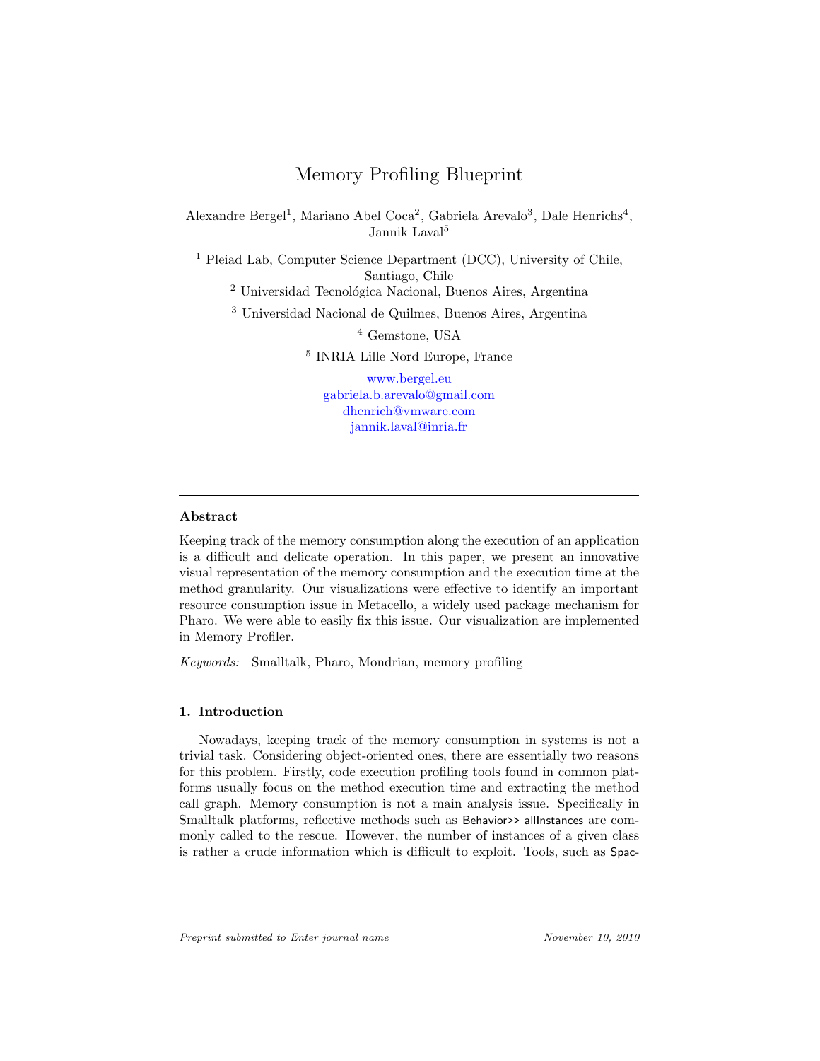# Memory Profiling Blueprint

Alexandre Bergel[1], Mariano Abel Coca[2], Gabriela Arevalo[3], Dale Henrichs[4], Jannik Laval[5]

[1] Pleiad Lab, Computer Science Department (DCC), University of Chile, Santiago, Chile

[2] Universidad Tecnológica Nacional, Buenos Aires, Argentina

[3] Universidad Nacional de Quilmes, Buenos Aires, Argentina

[4] Gemstone, USA

[5] INRIA Lille Nord Europe, France

www.bergel.eu
gabriela.b.arevalo@gmail.com
dhenrich@vmware.com
jannik.laval@inria.fr

---

### Abstract

Keeping track of the memory consumption along the execution of an application is a difficult and delicate operation. In this paper, we present an innovative visual representation of the memory consumption and the execution time at the method granularity. Our visualizations were effective to identify an important resource consumption issue in Metacello, a widely used package mechanism for Pharo. We were able to easily fix this issue. Our visualization are implemented in Memory Profiler.

*Keywords:* Smalltalk, Pharo, Mondrian, memory profiling

---

### 1. Introduction

Nowadays, keeping track of the memory consumption in systems is not a trivial task. Considering object-oriented ones, there are essentially two reasons for this problem. Firstly, code execution profiling tools found in common platforms usually focus on the method execution time and extracting the method call graph. Memory consumption is not a main analysis issue. Specifically in Smalltalk platforms, reflective methods such as Behavior>> allInstances are commonly called to the rescue. However, the number of instances of a given class is rather a crude information which is difficult to exploit. Tools, such as Spac-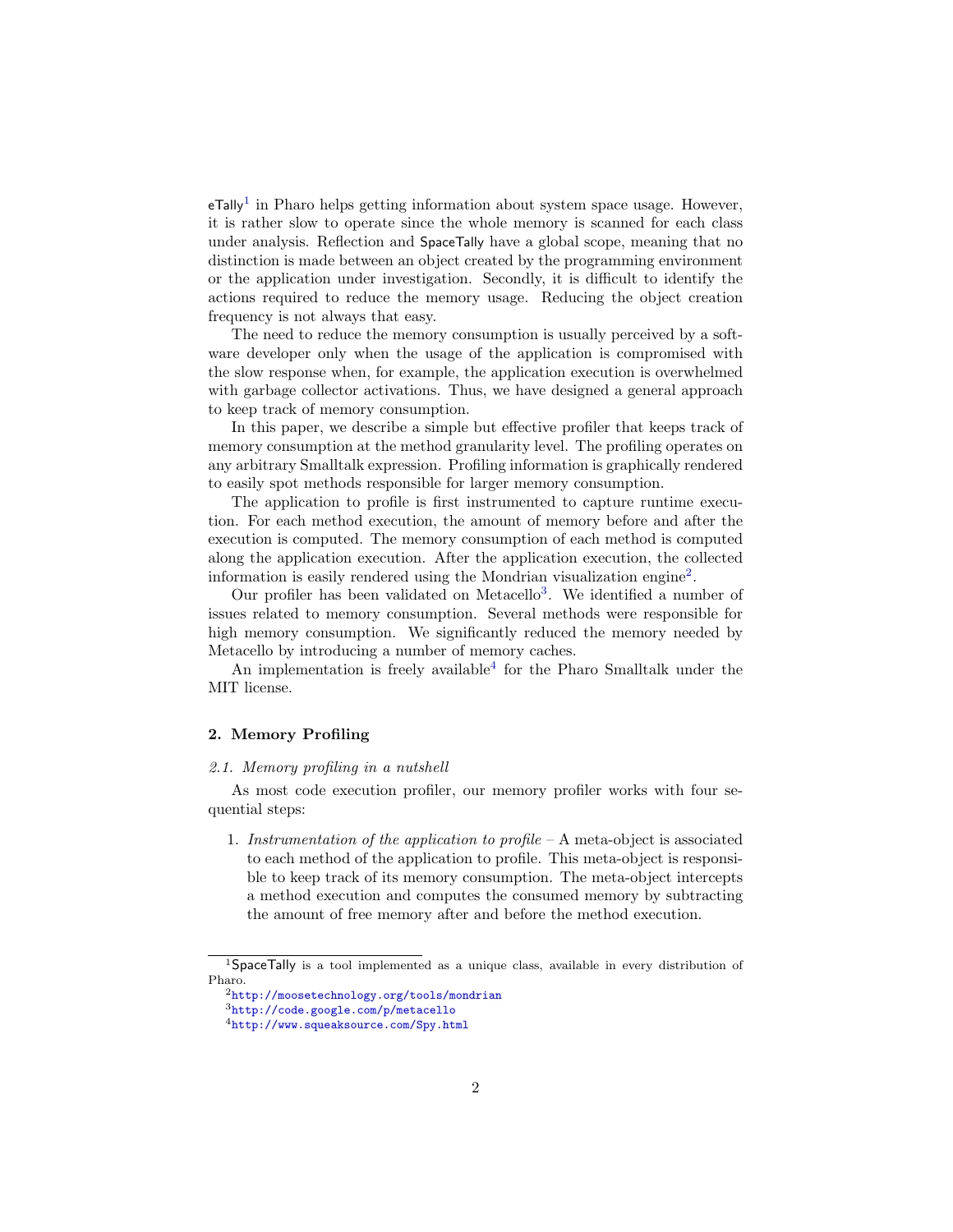eTally[1] in Pharo helps getting information about system space usage. However, it is rather slow to operate since the whole memory is scanned for each class under analysis. Reflection and SpaceTally have a global scope, meaning that no distinction is made between an object created by the programming environment or the application under investigation. Secondly, it is difficult to identify the actions required to reduce the memory usage. Reducing the object creation frequency is not always that easy.

The need to reduce the memory consumption is usually perceived by a software developer only when the usage of the application is compromised with the slow response when, for example, the application execution is overwhelmed with garbage collector activations. Thus, we have designed a general approach to keep track of memory consumption.

In this paper, we describe a simple but effective profiler that keeps track of memory consumption at the method granularity level. The profiling operates on any arbitrary Smalltalk expression. Profiling information is graphically rendered to easily spot methods responsible for larger memory consumption.

The application to profile is first instrumented to capture runtime execution. For each method execution, the amount of memory before and after the execution is computed. The memory consumption of each method is computed along the application execution. After the application execution, the collected information is easily rendered using the Mondrian visualization engine[2].

Our profiler has been validated on Metacello[3]. We identified a number of issues related to memory consumption. Several methods were responsible for high memory consumption. We significantly reduced the memory needed by Metacello by introducing a number of memory caches.

An implementation is freely available[4] for the Pharo Smalltalk under the MIT license.

## 2. Memory Profiling

### *2.1. Memory profiling in a nutshell*

As most code execution profiler, our memory profiler works with four sequential steps:

1. *Instrumentation of the application to profile* – A meta-object is associated to each method of the application to profile. This meta-object is responsible to keep track of its memory consumption. The meta-object intercepts a method execution and computes the consumed memory by subtracting the amount of free memory after and before the method execution.

---

[1] SpaceTally is a tool implemented as a unique class, available in every distribution of Pharo.

[2] http://moosetechnology.org/tools/mondrian

[3] http://code.google.com/p/metacello

[4] http://www.squeaksource.com/Spy.html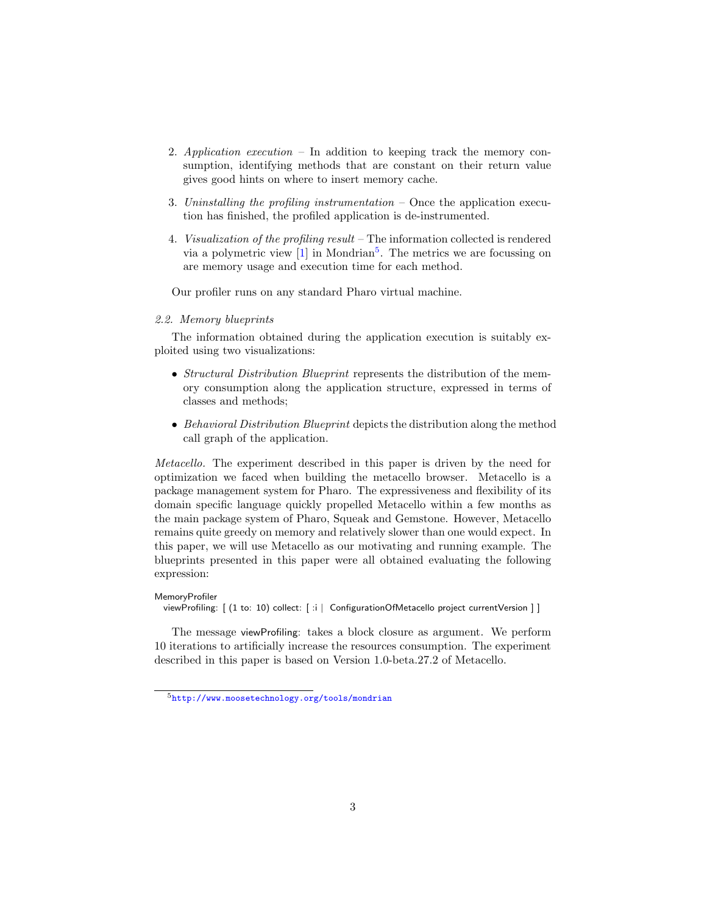2. *Application execution* – In addition to keeping track the memory consumption, identifying methods that are constant on their return value gives good hints on where to insert memory cache.

3. *Uninstalling the profiling instrumentation* – Once the application execution has finished, the profiled application is de-instrumented.

4. *Visualization of the profiling result* – The information collected is rendered via a polymetric view [1] in Mondrian[5]. The metrics we are focussing on are memory usage and execution time for each method.

Our profiler runs on any standard Pharo virtual machine.

### *2.2. Memory blueprints*

The information obtained during the application execution is suitably exploited using two visualizations:

- *Structural Distribution Blueprint* represents the distribution of the memory consumption along the application structure, expressed in terms of classes and methods;
- *Behavioral Distribution Blueprint* depicts the distribution along the method call graph of the application.

*Metacello.* The experiment described in this paper is driven by the need for optimization we faced when building the metacello browser. Metacello is a package management system for Pharo. The expressiveness and flexibility of its domain specific language quickly propelled Metacello within a few months as the main package system of Pharo, Squeak and Gemstone. However, Metacello remains quite greedy on memory and relatively slower than one would expect. In this paper, we will use Metacello as our motivating and running example. The blueprints presented in this paper were all obtained evaluating the following expression:

```
MemoryProfiler
  viewProfiling: [ (1 to: 10) collect: [ :i | ConfigurationOfMetacello project currentVersion ] ]
```

The message viewProfiling: takes a block closure as argument. We perform 10 iterations to artificially increase the resources consumption. The experiment described in this paper is based on Version 1.0-beta.27.2 of Metacello.

[5] http://www.moosetechnology.org/tools/mondrian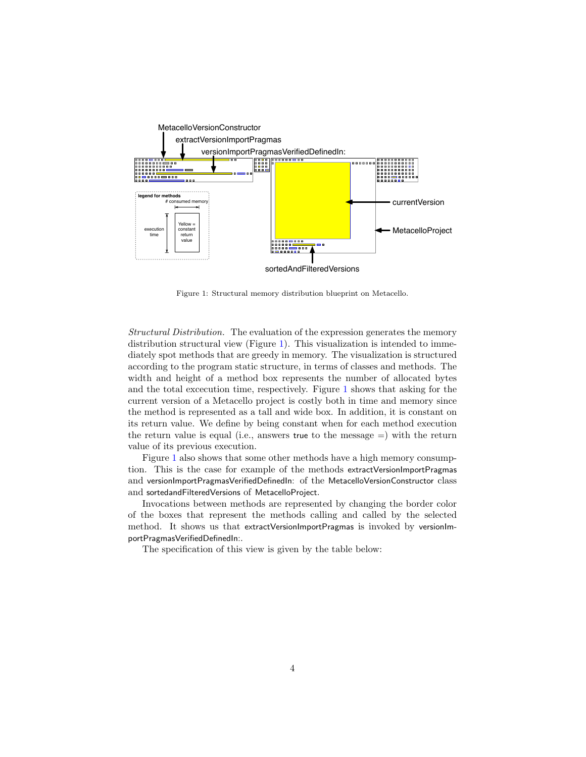Figure 1: Structural memory distribution blueprint on Metacello.

*Structural Distribution.* The evaluation of the expression generates the memory distribution structural view (Figure 1). This visualization is intended to immediately spot methods that are greedy in memory. The visualization is structured according to the program static structure, in terms of classes and methods. The width and height of a method box represents the number of allocated bytes and the total excecution time, respectively. Figure 1 shows that asking for the current version of a Metacello project is costly both in time and memory since the method is represented as a tall and wide box. In addition, it is constant on its return value. We define by being constant when for each method execution the return value is equal (i.e., answers true to the message =) with the return value of its previous execution.

Figure 1 also shows that some other methods have a high memory consumption. This is the case for example of the methods extractVersionImportPragmas and versionImportPragmasVerifiedDefinedIn: of the MetacelloVersionConstructor class and sortedandFilteredVersions of MetacelloProject.

Invocations between methods are represented by changing the border color of the boxes that represent the methods calling and called by the selected method. It shows us that extractVersionImportPragmas is invoked by versionImportPragmasVerifiedDefinedIn:.

The specification of this view is given by the table below: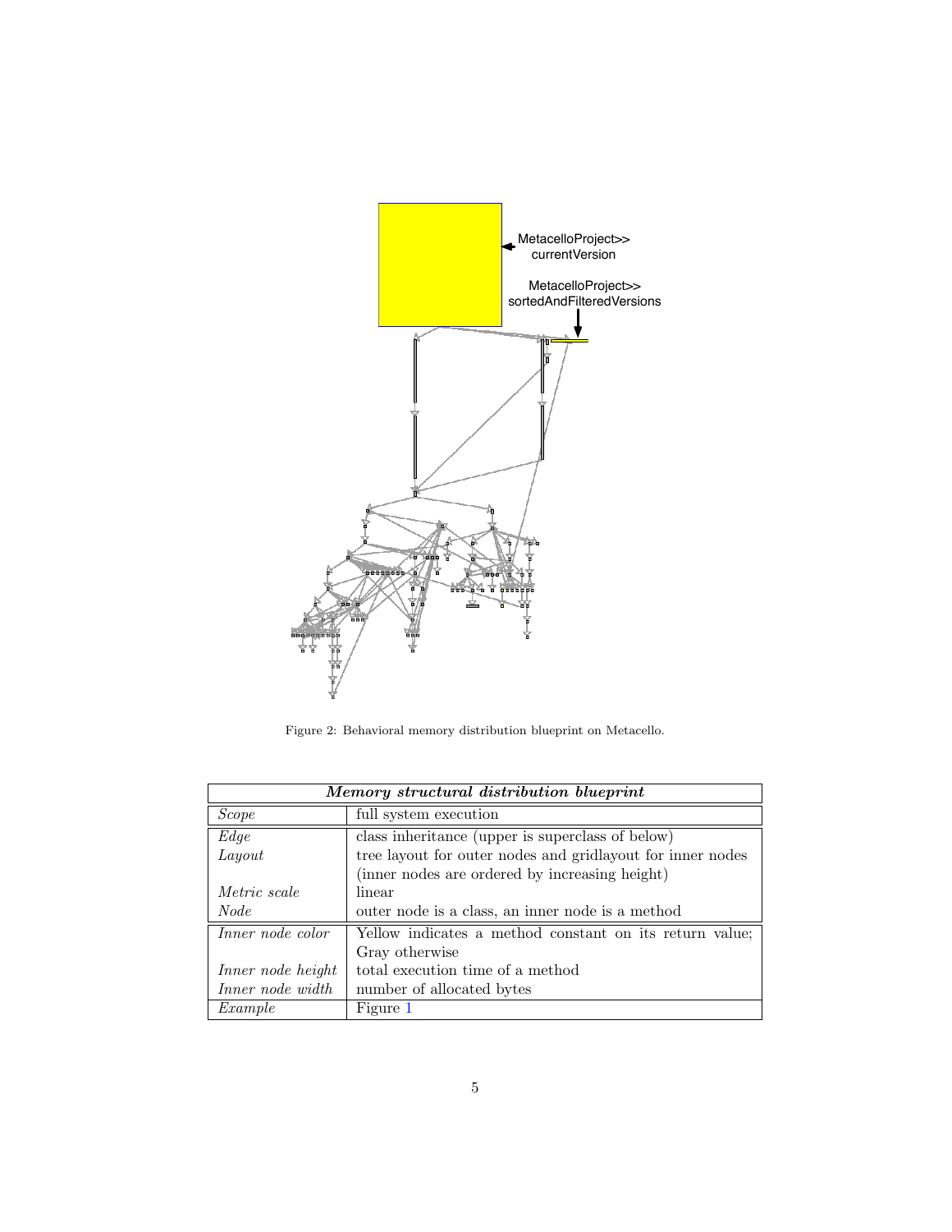Figure 2: Behavioral memory distribution blueprint on Metacello.

| ***Memory structural distribution blueprint*** | |
|---|---|
| *Scope* | full system execution |
| *Edge* | class inheritance (upper is superclass of below) |
| *Layout* | tree layout for outer nodes and gridlayout for inner nodes (inner nodes are ordered by increasing height) |
| *Metric scale* | linear |
| *Node* | outer node is a class, an inner node is a method |
| *Inner node color* | Yellow indicates a method constant on its return value; Gray otherwise |
| *Inner node height* | total execution time of a method |
| *Inner node width* | number of allocated bytes |
| *Example* | Figure 1 |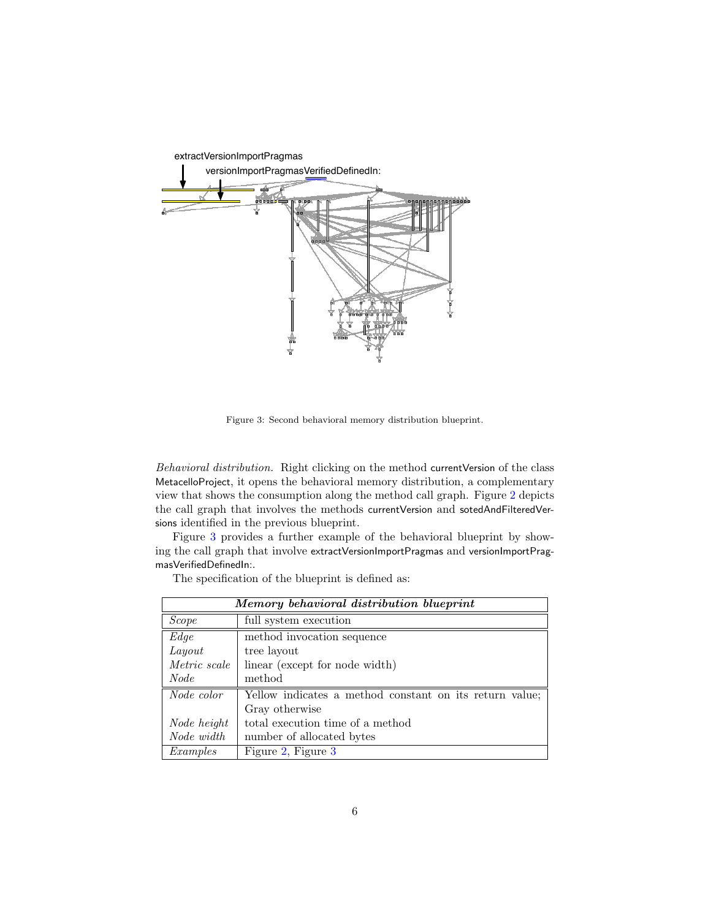Figure 3: Second behavioral memory distribution blueprint.

*Behavioral distribution.* Right clicking on the method currentVersion of the class MetacelloProject, it opens the behavioral memory distribution, a complementary view that shows the consumption along the method call graph. Figure 2 depicts the call graph that involves the methods currentVersion and sotedAndFilteredVersions identified in the previous blueprint.

Figure 3 provides a further example of the behavioral blueprint by showing the call graph that involve extractVersionImportPragmas and versionImportPragmasVerifiedDefinedIn:.

The specification of the blueprint is defined as:

| ***Memory behavioral distribution blueprint*** | |
|---|---|
| *Scope* | full system execution |
| *Edge* | method invocation sequence |
| *Layout* | tree layout |
| *Metric scale* | linear (except for node width) |
| *Node* | method |
| *Node color* | Yellow indicates a method constant on its return value; Gray otherwise |
| *Node height* | total execution time of a method |
| *Node width* | number of allocated bytes |
| *Examples* | Figure 2, Figure 3 |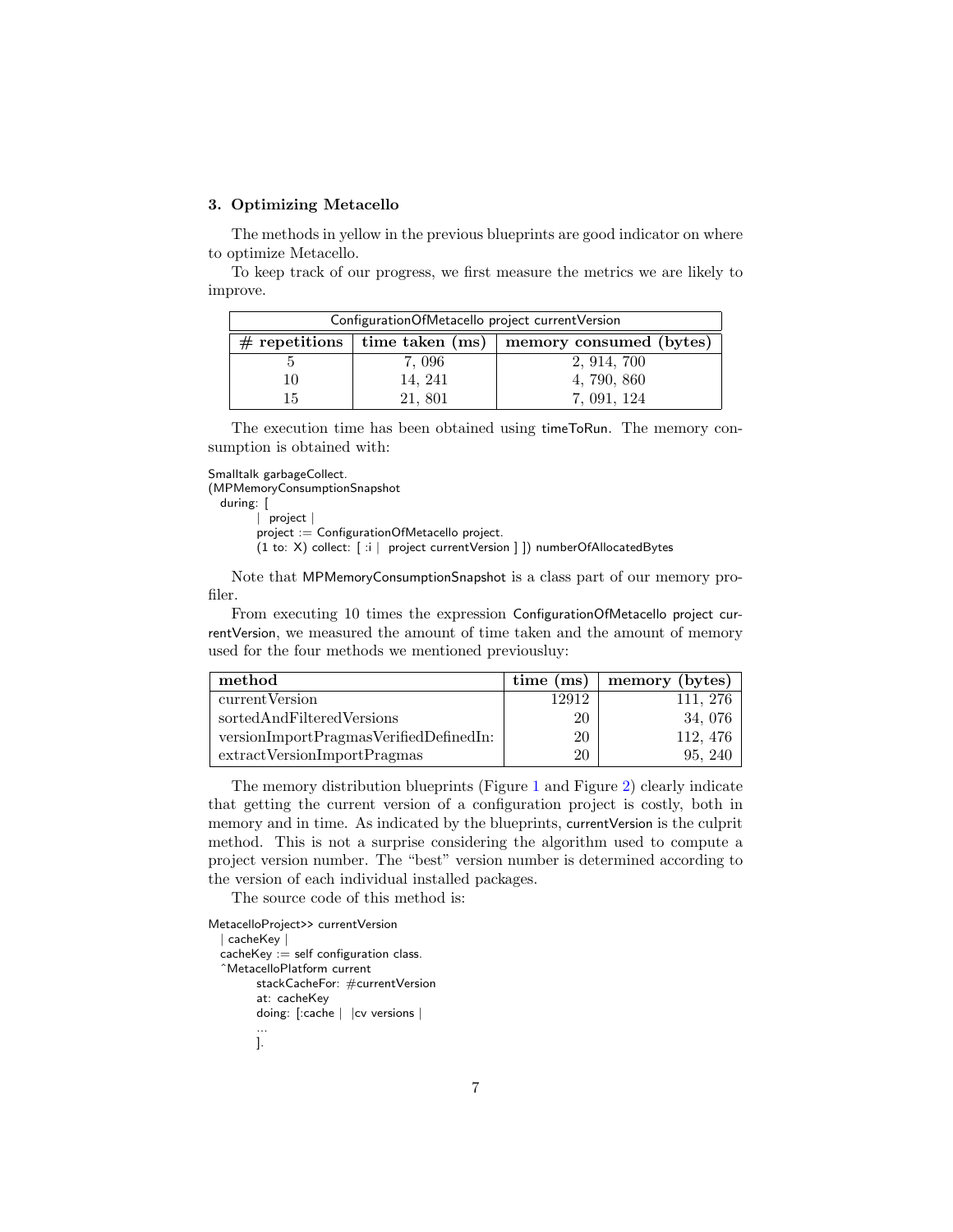### 3. Optimizing Metacello

The methods in yellow in the previous blueprints are good indicator on where to optimize Metacello.

To keep track of our progress, we first measure the metrics we are likely to improve.

| ConfigurationOfMetacello project currentVersion | | |
|---|---|---|
| **# repetitions** | **time taken (ms)** | **memory consumed (bytes)** |
| 5 | 7, 096 | 2, 914, 700 |
| 10 | 14, 241 | 4, 790, 860 |
| 15 | 21, 801 | 7, 091, 124 |

The execution time has been obtained using timeToRun. The memory consumption is obtained with:

```
Smalltalk garbageCollect.
(MPMemoryConsumptionSnapshot
  during: [
        | project |
        project := ConfigurationOfMetacello project.
        (1 to: X) collect: [ :i | project currentVersion ] ]) numberOfAllocatedBytes
```

Note that MPMemoryConsumptionSnapshot is a class part of our memory profiler.

From executing 10 times the expression ConfigurationOfMetacello project currentVersion, we measured the amount of time taken and the amount of memory used for the four methods we mentioned previousluy:

| method | time (ms) | memory (bytes) |
|---|---|---|
| currentVersion | 12912 | 111, 276 |
| sortedAndFilteredVersions | 20 | 34, 076 |
| versionImportPragmasVerifiedDefinedIn: | 20 | 112, 476 |
| extractVersionImportPragmas | 20 | 95, 240 |

The memory distribution blueprints (Figure 1 and Figure 2) clearly indicate that getting the current version of a configuration project is costly, both in memory and in time. As indicated by the blueprints, currentVersion is the culprit method. This is not a surprise considering the algorithm used to compute a project version number. The "best" version number is determined according to the version of each individual installed packages.

The source code of this method is:

```
MetacelloProject>> currentVersion
  | cacheKey |
  cacheKey := self configuration class.
  ^MetacelloPlatform current
        stackCacheFor: #currentVersion
        at: cacheKey
        doing: [:cache |  |cv versions |
        ...
        ].
```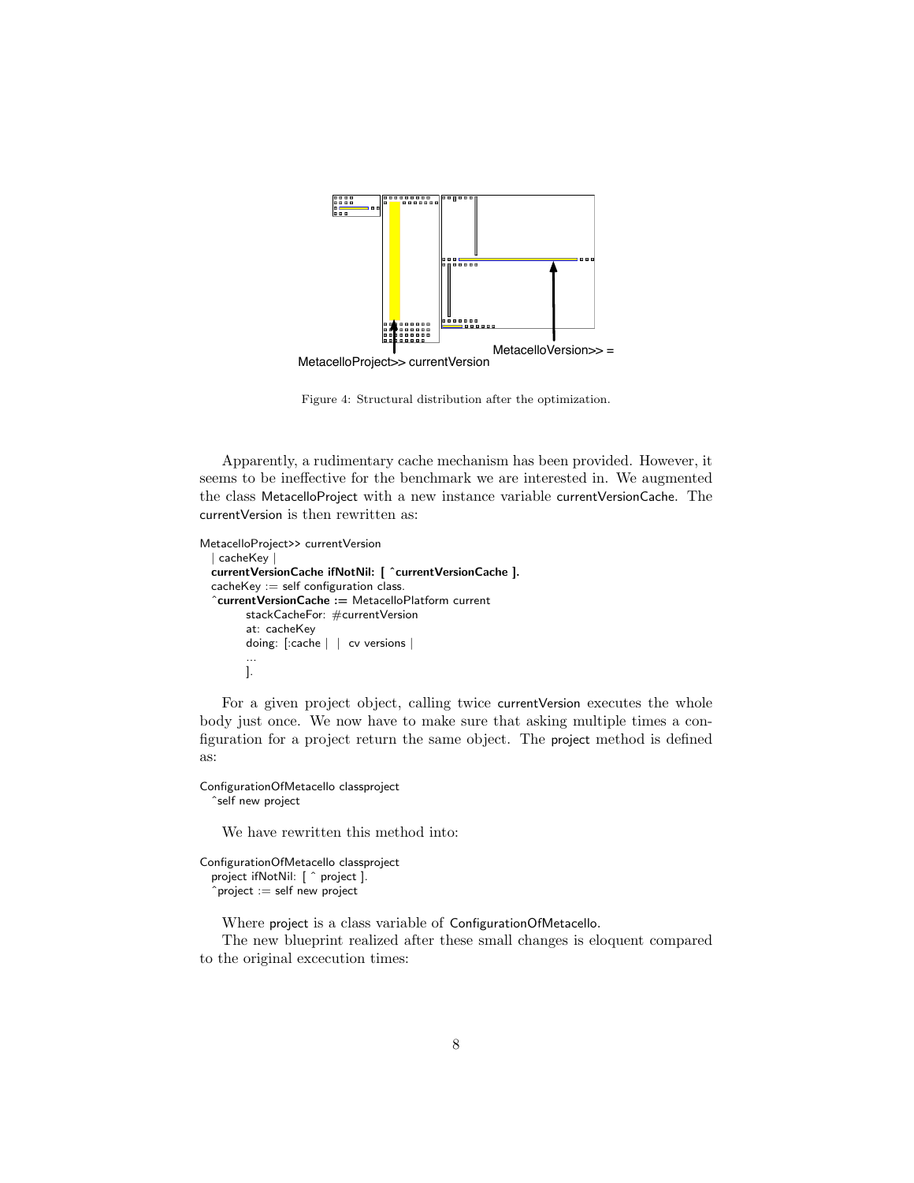MetacelloProject>> currentVersion

MetacelloVersion>> =

Figure 4: Structural distribution after the optimization.

Apparently, a rudimentary cache mechanism has been provided. However, it seems to be ineffective for the benchmark we are interested in. We augmented the class MetacelloProject with a new instance variable currentVersionCache. The currentVersion is then rewritten as:

```
MetacelloProject>> currentVersion
  | cacheKey |
  currentVersionCache ifNotNil: [ ^currentVersionCache ].
  cacheKey := self configuration class.
  ^currentVersionCache := MetacelloPlatform current
        stackCacheFor: #currentVersion
        at: cacheKey
        doing: [:cache |  | cv versions |
        ...
        ].
```

For a given project object, calling twice currentVersion executes the whole body just once. We now have to make sure that asking multiple times a configuration for a project return the same object. The project method is defined as:

```
ConfigurationOfMetacello classproject
  ^self new project
```

We have rewritten this method into:

```
ConfigurationOfMetacello classproject
  project ifNotNil: [ ^ project ].
  ^project := self new project
```

Where project is a class variable of ConfigurationOfMetacello.

The new blueprint realized after these small changes is eloquent compared to the original excecution times: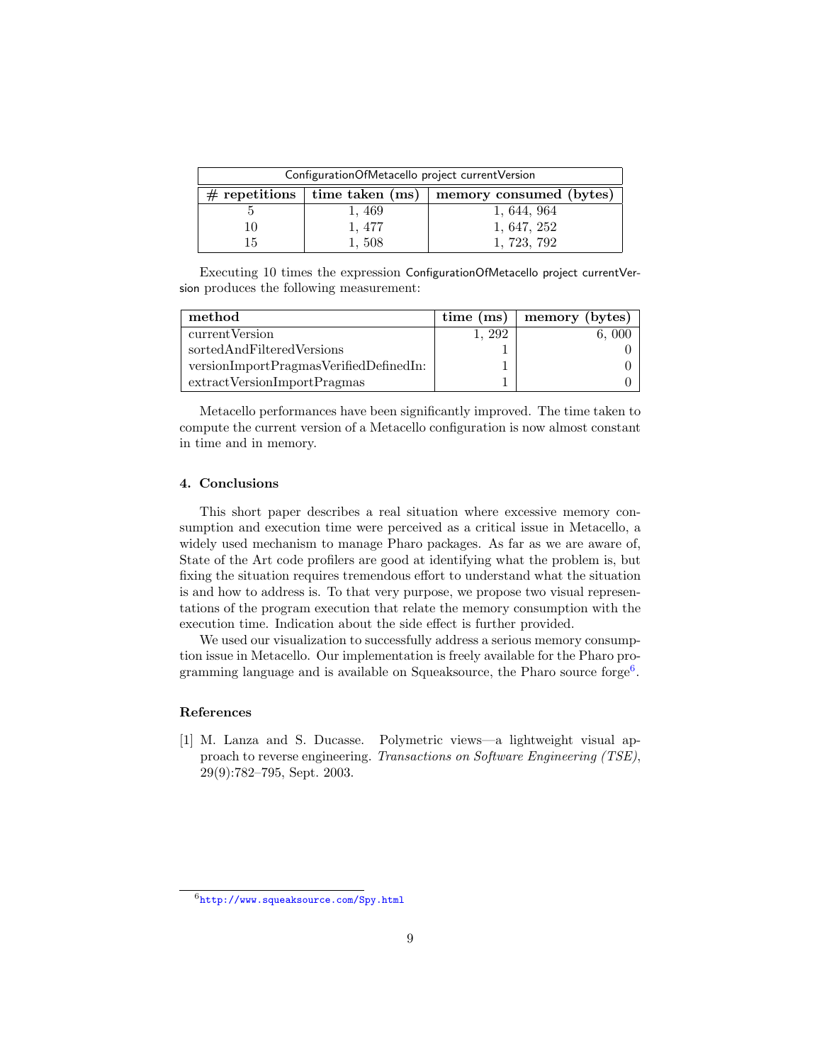| ConfigurationOfMetacello project currentVersion | | |
|---|---|---|
| **# repetitions** | **time taken (ms)** | **memory consumed (bytes)** |
| 5 | 1, 469 | 1, 644, 964 |
| 10 | 1, 477 | 1, 647, 252 |
| 15 | 1, 508 | 1, 723, 792 |

Executing 10 times the expression ConfigurationOfMetacello project currentVersion produces the following measurement:

| **method** | **time (ms)** | **memory (bytes)** |
|---|---|---|
| currentVersion | 1, 292 | 6, 000 |
| sortedAndFilteredVersions | 1 | 0 |
| versionImportPragmasVerifiedDefinedIn: | 1 | 0 |
| extractVersionImportPragmas | 1 | 0 |

Metacello performances have been significantly improved. The time taken to compute the current version of a Metacello configuration is now almost constant in time and in memory.

## 4. Conclusions

This short paper describes a real situation where excessive memory consumption and execution time were perceived as a critical issue in Metacello, a widely used mechanism to manage Pharo packages. As far as we are aware of, State of the Art code profilers are good at identifying what the problem is, but fixing the situation requires tremendous effort to understand what the situation is and how to address is. To that very purpose, we propose two visual representations of the program execution that relate the memory consumption with the execution time. Indication about the side effect is further provided.

We used our visualization to successfully address a serious memory consumption issue in Metacello. Our implementation is freely available for the Pharo programming language and is available on Squeaksource, the Pharo source forge[6].

## References

[1] M. Lanza and S. Ducasse. Polymetric views—a lightweight visual approach to reverse engineering. *Transactions on Software Engineering (TSE)*, 29(9):782–795, Sept. 2003.

[6] http://www.squeaksource.com/Spy.html